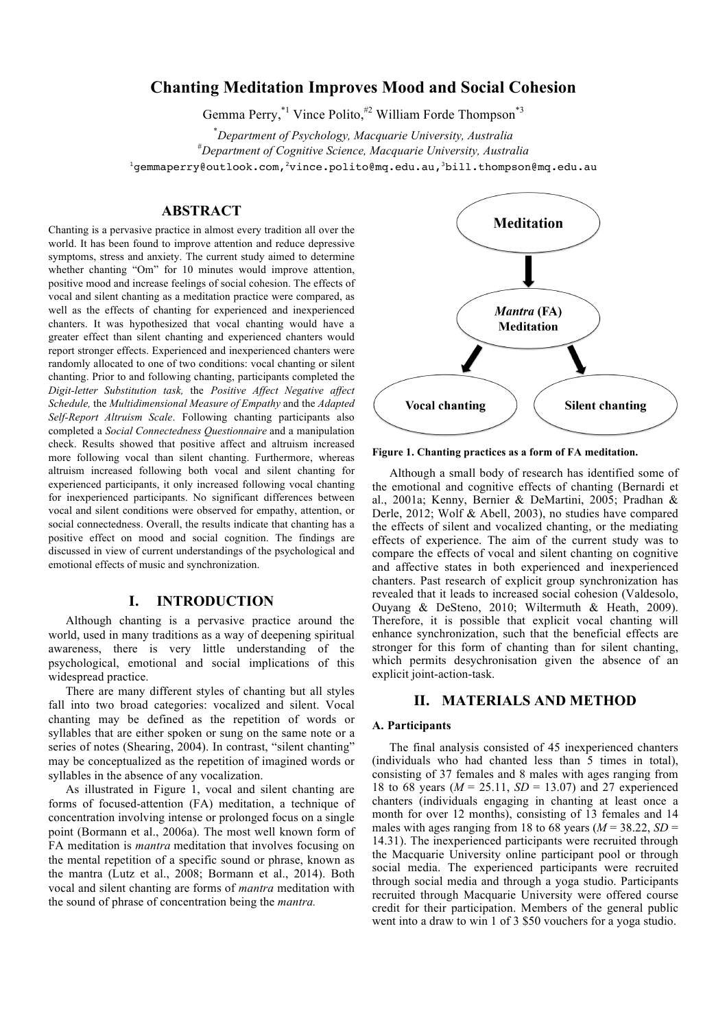# Chanting Meditation Improves Mood and Social Cohesion

Gemma Perry,[*1] Vince Polito,[#2] William Forde Thompson[*3]

[*]*Department of Psychology, Macquarie University, Australia*
[#]*Department of Cognitive Science, Macquarie University, Australia*
[1]gemmaperry@outlook.com,[2]vince.polito@mq.edu.au,[3]bill.thompson@mq.edu.au

## ABSTRACT

Chanting is a pervasive practice in almost every tradition all over the world. It has been found to improve attention and reduce depressive symptoms, stress and anxiety. The current study aimed to determine whether chanting "Om" for 10 minutes would improve attention, positive mood and increase feelings of social cohesion. The effects of vocal and silent chanting as a meditation practice were compared, as well as the effects of chanting for experienced and inexperienced chanters. It was hypothesized that vocal chanting would have a greater effect than silent chanting and experienced chanters would report stronger effects. Experienced and inexperienced chanters were randomly allocated to one of two conditions: vocal chanting or silent chanting. Prior to and following chanting, participants completed the *Digit-letter Substitution task,* the *Positive Affect Negative affect Schedule,* the *Multidimensional Measure of Empathy* and the *Adapted Self-Report Altruism Scale*. Following chanting participants also completed a *Social Connectedness Questionnaire* and a manipulation check. Results showed that positive affect and altruism increased more following vocal than silent chanting. Furthermore, whereas altruism increased following both vocal and silent chanting for experienced participants, it only increased following vocal chanting for inexperienced participants. No significant differences between vocal and silent conditions were observed for empathy, attention, or social connectedness. Overall, the results indicate that chanting has a positive effect on mood and social cognition. The findings are discussed in view of current understandings of the psychological and emotional effects of music and synchronization.

## I. INTRODUCTION

Although chanting is a pervasive practice around the world, used in many traditions as a way of deepening spiritual awareness, there is very little understanding of the psychological, emotional and social implications of this widespread practice.

There are many different styles of chanting but all styles fall into two broad categories: vocalized and silent. Vocal chanting may be defined as the repetition of words or syllables that are either spoken or sung on the same note or a series of notes (Shearing, 2004). In contrast, "silent chanting" may be conceptualized as the repetition of imagined words or syllables in the absence of any vocalization.

As illustrated in Figure 1, vocal and silent chanting are forms of focused-attention (FA) meditation, a technique of concentration involving intense or prolonged focus on a single point (Bormann et al., 2006a). The most well known form of FA meditation is *mantra* meditation that involves focusing on the mental repetition of a specific sound or phrase, known as the mantra (Lutz et al., 2008; Bormann et al., 2014). Both vocal and silent chanting are forms of *mantra* meditation with the sound of phrase of concentration being the *mantra.*

**Figure 1. Chanting practices as a form of FA meditation.**

Although a small body of research has identified some of the emotional and cognitive effects of chanting (Bernardi et al., 2001a; Kenny, Bernier & DeMartini, 2005; Pradhan & Derle, 2012; Wolf & Abell, 2003), no studies have compared the effects of silent and vocalized chanting, or the mediating effects of experience. The aim of the current study was to compare the effects of vocal and silent chanting on cognitive and affective states in both experienced and inexperienced chanters. Past research of explicit group synchronization has revealed that it leads to increased social cohesion (Valdesolo, Ouyang & DeSteno, 2010; Wiltermuth & Heath, 2009). Therefore, it is possible that explicit vocal chanting will enhance synchronization, such that the beneficial effects are stronger for this form of chanting than for silent chanting, which permits desynchronisation given the absence of an explicit joint-action-task.

## II. MATERIALS AND METHOD

### A. Participants

The final analysis consisted of 45 inexperienced chanters (individuals who had chanted less than 5 times in total), consisting of 37 females and 8 males with ages ranging from 18 to 68 years ($M$ = 25.11, $SD$ = 13.07) and 27 experienced chanters (individuals engaging in chanting at least once a month for over 12 months), consisting of 13 females and 14 males with ages ranging from 18 to 68 years ($M$ = 38.22, $SD$ = 14.31). The inexperienced participants were recruited through the Macquarie University online participant pool or through social media. The experienced participants were recruited through social media and through a yoga studio. Participants recruited through Macquarie University were offered course credit for their participation. Members of the general public went into a draw to win 1 of 3 $50 vouchers for a yoga studio.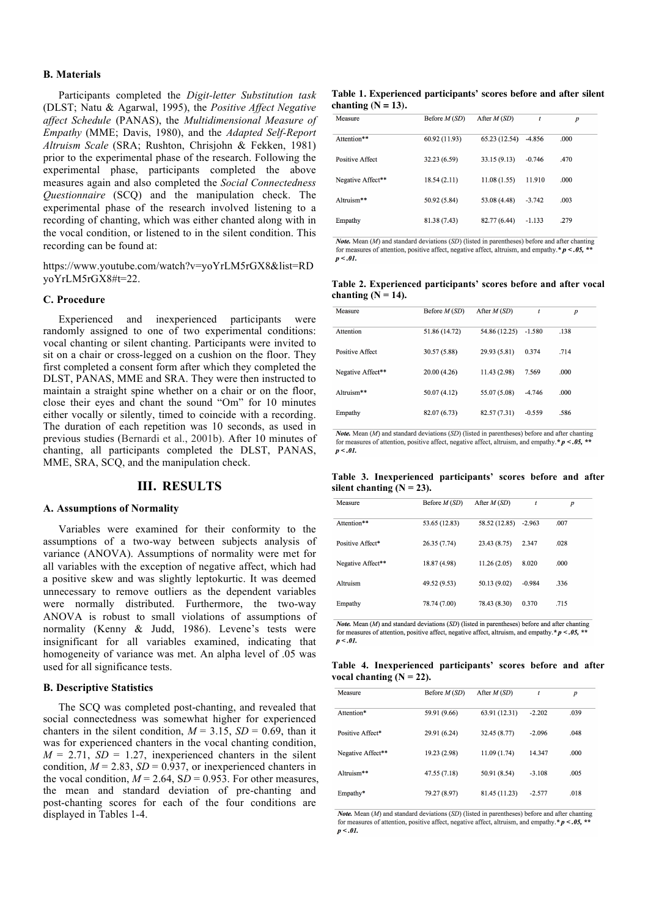### B. Materials

Participants completed the *Digit-letter Substitution task* (DLST; Natu & Agarwal, 1995), the *Positive Affect Negative affect Schedule* (PANAS), the *Multidimensional Measure of Empathy* (MME; Davis, 1980), and the *Adapted Self-Report Altruism Scale* (SRA; Rushton, Chrisjohn & Fekken, 1981) prior to the experimental phase of the research. Following the experimental phase, participants completed the above measures again and also completed the *Social Connectedness Questionnaire* (SCQ) and the manipulation check. The experimental phase of the research involved listening to a recording of chanting, which was either chanted along with in the vocal condition, or listened to in the silent condition. This recording can be found at:

https://www.youtube.com/watch?v=yoYrLM5rGX8&list=RDyoYrLM5rGX8#t=22.

### C. Procedure

Experienced and inexperienced participants were randomly assigned to one of two experimental conditions: vocal chanting or silent chanting. Participants were invited to sit on a chair or cross-legged on a cushion on the floor. They first completed a consent form after which they completed the DLST, PANAS, MME and SRA. They were then instructed to maintain a straight spine whether on a chair or on the floor, close their eyes and chant the sound "Om" for 10 minutes either vocally or silently, timed to coincide with a recording. The duration of each repetition was 10 seconds, as used in previous studies (Bernardi et al., 2001b). After 10 minutes of chanting, all participants completed the DLST, PANAS, MME, SRA, SCQ, and the manipulation check.

## III. RESULTS

### A. Assumptions of Normality

Variables were examined for their conformity to the assumptions of a two-way between subjects analysis of variance (ANOVA). Assumptions of normality were met for all variables with the exception of negative affect, which had a positive skew and was slightly leptokurtic. It was deemed unnecessary to remove outliers as the dependent variables were normally distributed. Furthermore, the two-way ANOVA is robust to small violations of assumptions of normality (Kenny & Judd, 1986). Levene's tests were insignificant for all variables examined, indicating that homogeneity of variance was met. An alpha level of .05 was used for all significance tests.

### B. Descriptive Statistics

The SCQ was completed post-chanting, and revealed that social connectedness was somewhat higher for experienced chanters in the silent condition, $M = 3.15$, $SD = 0.69$, than it was for experienced chanters in the vocal chanting condition, $M = 2.71$, $SD = 1.27$, inexperienced chanters in the silent condition, $M = 2.83$, $SD = 0.937$, or inexperienced chanters in the vocal condition, $M = 2.64$, $SD = 0.953$. For other measures, the mean and standard deviation of pre-chanting and post-chanting scores for each of the four conditions are displayed in Tables 1-4.

**Table 1. Experienced participants' scores before and after silent chanting (N = 13).**

| Measure | Before *M* (*SD*) | After *M* (*SD*) | *t* | *p* |
|---|---|---|---|---|
| Attention** | 60.92 (11.93) | 65.23 (12.54) | -4.856 | .000 |
| Positive Affect | 32.23 (6.59) | 33.15 (9.13) | -0.746 | .470 |
| Negative Affect** | 18.54 (2.11) | 11.08 (1.55) | 11.910 | .000 |
| Altruism** | 50.92 (5.84) | 53.08 (4.48) | -3.742 | .003 |
| Empathy | 81.38 (7.43) | 82.77 (6.44) | -1.133 | .279 |

***Note.*** Mean (*M*) and standard deviations (*SD*) (listed in parentheses) before and after chanting for measures of attention, positive affect, negative affect, altruism, and empathy.* $p < .05$, ** $p < .01$.

**Table 2. Experienced participants' scores before and after vocal chanting (N = 14).**

| Measure | Before *M* (*SD*) | After *M* (*SD*) | *t* | *p* |
|---|---|---|---|---|
| Attention | 51.86 (14.72) | 54.86 (12.25) | -1.580 | .138 |
| Positive Affect | 30.57 (5.88) | 29.93 (5.81) | 0.374 | .714 |
| Negative Affect** | 20.00 (4.26) | 11.43 (2.98) | 7.569 | .000 |
| Altruism** | 50.07 (4.12) | 55.07 (5.08) | -4.746 | .000 |
| Empathy | 82.07 (6.73) | 82.57 (7.31) | -0.559 | .586 |

***Note.*** Mean (*M*) and standard deviations (*SD*) (listed in parentheses) before and after chanting for measures of attention, positive affect, negative affect, altruism, and empathy.* $p < .05$, ** $p < .01$.

**Table 3. Inexperienced participants' scores before and after silent chanting (N = 23).**

| Measure | Before *M* (*SD*) | After *M* (*SD*) | *t* | *p* |
|---|---|---|---|---|
| Attention** | 53.65 (12.83) | 58.52 (12.85) | -2.963 | .007 |
| Positive Affect* | 26.35 (7.74) | 23.43 (8.75) | 2.347 | .028 |
| Negative Affect** | 18.87 (4.98) | 11.26 (2.05) | 8.020 | .000 |
| Altruism | 49.52 (9.53) | 50.13 (9.02) | -0.984 | .336 |
| Empathy | 78.74 (7.00) | 78.43 (8.30) | 0.370 | .715 |

***Note.*** Mean (*M*) and standard deviations (*SD*) (listed in parentheses) before and after chanting for measures of attention, positive affect, negative affect, altruism, and empathy.* $p < .05$, ** $p < .01$.

**Table 4. Inexperienced participants' scores before and after vocal chanting (N = 22).**

| Measure | Before *M* (*SD*) | After *M* (*SD*) | *t* | *p* |
|---|---|---|---|---|
| Attention* | 59.91 (9.66) | 63.91 (12.31) | -2.202 | .039 |
| Positive Affect* | 29.91 (6.24) | 32.45 (8.77) | -2.096 | .048 |
| Negative Affect** | 19.23 (2.98) | 11.09 (1.74) | 14.347 | .000 |
| Altruism** | 47.55 (7.18) | 50.91 (8.54) | -3.108 | .005 |
| Empathy* | 79.27 (8.97) | 81.45 (11.23) | -2.577 | .018 |

***Note.*** Mean (*M*) and standard deviations (*SD*) (listed in parentheses) before and after chanting for measures of attention, positive affect, negative affect, altruism, and empathy.* $p < .05$, ** $p < .01$.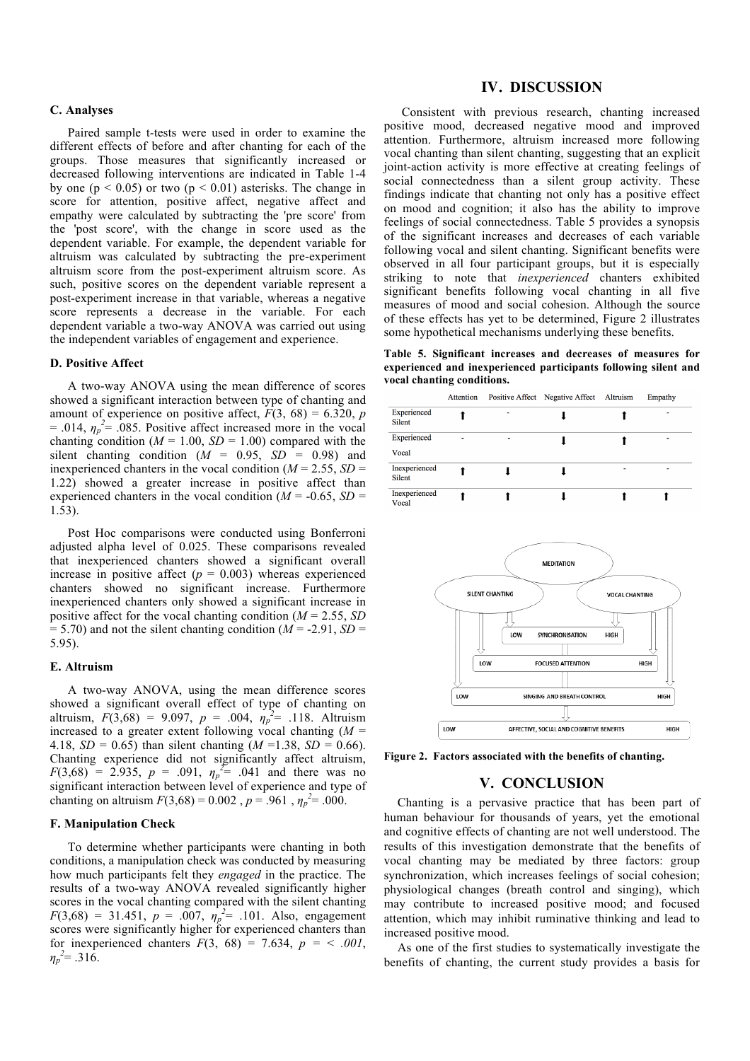### C. Analyses

Paired sample t-tests were used in order to examine the different effects of before and after chanting for each of the groups. Those measures that significantly increased or decreased following interventions are indicated in Table 1-4 by one ($p < 0.05$) or two ($p < 0.01$) asterisks. The change in score for attention, positive affect, negative affect and empathy were calculated by subtracting the 'pre score' from the 'post score', with the change in score used as the dependent variable. For example, the dependent variable for altruism was calculated by subtracting the pre-experiment altruism score from the post-experiment altruism score. As such, positive scores on the dependent variable represent a post-experiment increase in that variable, whereas a negative score represents a decrease in the variable. For each dependent variable a two-way ANOVA was carried out using the independent variables of engagement and experience.

### D. Positive Affect

A two-way ANOVA using the mean difference of scores showed a significant interaction between type of chanting and amount of experience on positive affect, $F(3, 68) = 6.320$, $p = .014$, $\eta_p^2 = .085$. Positive affect increased more in the vocal chanting condition ($M = 1.00$, $SD = 1.00$) compared with the silent chanting condition ($M = 0.95$, $SD = 0.98$) and inexperienced chanters in the vocal condition ($M = 2.55$, $SD = 1.22$) showed a greater increase in positive affect than experienced chanters in the vocal condition ($M = -0.65$, $SD = 1.53$).

Post Hoc comparisons were conducted using Bonferroni adjusted alpha level of 0.025. These comparisons revealed that inexperienced chanters showed a significant overall increase in positive affect ($p = 0.003$) whereas experienced chanters showed no significant increase. Furthermore inexperienced chanters only showed a significant increase in positive affect for the vocal chanting condition ($M = 2.55$, $SD = 5.70$) and not the silent chanting condition ($M = -2.91$, $SD = 5.95$).

### E. Altruism

A two-way ANOVA, using the mean difference scores showed a significant overall effect of type of chanting on altruism, $F(3,68) = 9.097$, $p = .004$, $\eta_p^2 = .118$. Altruism increased to a greater extent following vocal chanting ($M = 4.18$, $SD = 0.65$) than silent chanting ($M = 1.38$, $SD = 0.66$). Chanting experience did not significantly affect altruism, $F(3,68) = 2.935$, $p = .091$, $\eta_p^2 = .041$ and there was no significant interaction between level of experience and type of chanting on altruism $F(3,68) = 0.002$, $p = .961$, $\eta_p^2 = .000$.

### F. Manipulation Check

To determine whether participants were chanting in both conditions, a manipulation check was conducted by measuring how much participants felt they *engaged* in the practice. The results of a two-way ANOVA revealed significantly higher scores in the vocal chanting compared with the silent chanting $F(3,68) = 31.451$, $p = .007$, $\eta_p^2 = .101$. Also, engagement scores were significantly higher for experienced chanters than for inexperienced chanters $F(3, 68) = 7.634$, $p = < .001$, $\eta_p^2 = .316$.

## IV. DISCUSSION

Consistent with previous research, chanting increased positive mood, decreased negative mood and improved attention. Furthermore, altruism increased more following vocal chanting than silent chanting, suggesting that an explicit joint-action activity is more effective at creating feelings of social connectedness than a silent group activity. These findings indicate that chanting not only has a positive effect on mood and cognition; it also has the ability to improve feelings of social connectedness. Table 5 provides a synopsis of the significant increases and decreases of each variable following vocal and silent chanting. Significant benefits were observed in all four participant groups, but it is especially striking to note that *inexperienced* chanters exhibited significant benefits following vocal chanting in all five measures of mood and social cohesion. Although the source of these effects has yet to be determined, Figure 2 illustrates some hypothetical mechanisms underlying these benefits.

**Table 5. Significant increases and decreases of measures for experienced and inexperienced participants following silent and vocal chanting conditions.**

| | Attention | Positive Affect | Negative Affect | Altruism | Empathy |
|---|---|---|---|---|---|
| Experienced Silent | ↑ | - | ↓ | ↑ | - |
| Experienced Vocal | - | - | ↓ | ↑ | - |
| Inexperienced Silent | ↑ | ↓ | ↓ | - | - |
| Inexperienced Vocal | ↑ | ↑ | ↓ | ↑ | ↑ |

**Figure 2. Factors associated with the benefits of chanting.**

## V. CONCLUSION

Chanting is a pervasive practice that has been part of human behaviour for thousands of years, yet the emotional and cognitive effects of chanting are not well understood. The results of this investigation demonstrate that the benefits of vocal chanting may be mediated by three factors: group synchronization, which increases feelings of social cohesion; physiological changes (breath control and singing), which may contribute to increased positive mood; and focused attention, which may inhibit ruminative thinking and lead to increased positive mood.

As one of the first studies to systematically investigate the benefits of chanting, the current study provides a basis for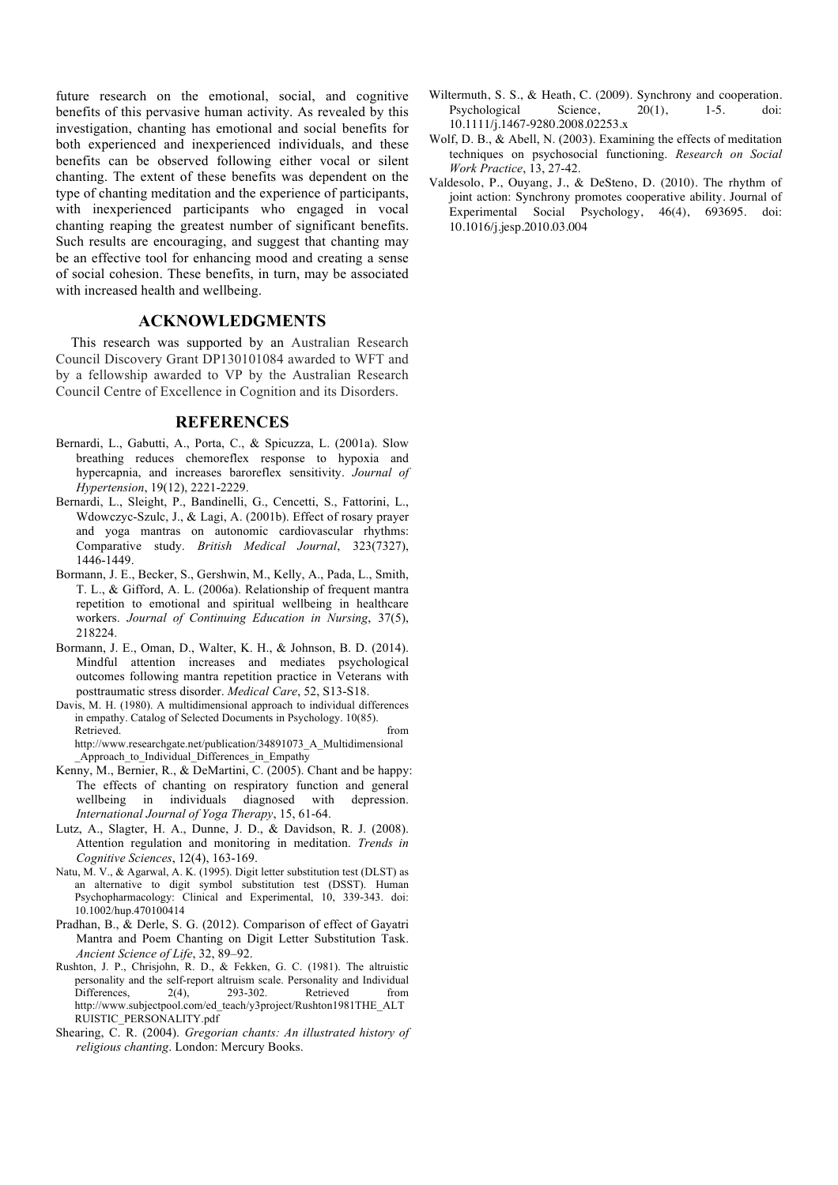future research on the emotional, social, and cognitive benefits of this pervasive human activity. As revealed by this investigation, chanting has emotional and social benefits for both experienced and inexperienced individuals, and these benefits can be observed following either vocal or silent chanting. The extent of these benefits was dependent on the type of chanting meditation and the experience of participants, with inexperienced participants who engaged in vocal chanting reaping the greatest number of significant benefits. Such results are encouraging, and suggest that chanting may be an effective tool for enhancing mood and creating a sense of social cohesion. These benefits, in turn, may be associated with increased health and wellbeing.

## ACKNOWLEDGMENTS

This research was supported by an Australian Research Council Discovery Grant DP130101084 awarded to WFT and by a fellowship awarded to VP by the Australian Research Council Centre of Excellence in Cognition and its Disorders.

## REFERENCES

Bernardi, L., Gabutti, A., Porta, C., & Spicuzza, L. (2001a). Slow breathing reduces chemoreflex response to hypoxia and hypercapnia, and increases baroreflex sensitivity. *Journal of Hypertension*, 19(12), 2221-2229.

Bernardi, L., Sleight, P., Bandinelli, G., Cencetti, S., Fattorini, L., Wdowczyc-Szulc, J., & Lagi, A. (2001b). Effect of rosary prayer and yoga mantras on autonomic cardiovascular rhythms: Comparative study. *British Medical Journal*, 323(7327), 1446-1449.

Bormann, J. E., Becker, S., Gershwin, M., Kelly, A., Pada, L., Smith, T. L., & Gifford, A. L. (2006a). Relationship of frequent mantra repetition to emotional and spiritual wellbeing in healthcare workers. *Journal of Continuing Education in Nursing*, 37(5), 218224.

Bormann, J. E., Oman, D., Walter, K. H., & Johnson, B. D. (2014). Mindful attention increases and mediates psychological outcomes following mantra repetition practice in Veterans with posttraumatic stress disorder. *Medical Care*, 52, S13-S18.

Davis, M. H. (1980). A multidimensional approach to individual differences in empathy. Catalog of Selected Documents in Psychology. 10(85). Retrieved. from http://www.researchgate.net/publication/34891073_A_Multidimensional_Approach_to_Individual_Differences_in_Empathy

Kenny, M., Bernier, R., & DeMartini, C. (2005). Chant and be happy: The effects of chanting on respiratory function and general wellbeing in individuals diagnosed with depression. *International Journal of Yoga Therapy*, 15, 61-64.

Lutz, A., Slagter, H. A., Dunne, J. D., & Davidson, R. J. (2008). Attention regulation and monitoring in meditation. *Trends in Cognitive Sciences*, 12(4), 163-169.

Natu, M. V., & Agarwal, A. K. (1995). Digit letter substitution test (DLST) as an alternative to digit symbol substitution test (DSST). Human Psychopharmacology: Clinical and Experimental, 10, 339-343. doi: 10.1002/hup.470100414

Pradhan, B., & Derle, S. G. (2012). Comparison of effect of Gayatri Mantra and Poem Chanting on Digit Letter Substitution Task. *Ancient Science of Life*, 32, 89–92.

Rushton, J. P., Chrisjohn, R. D., & Fekken, G. C. (1981). The altruistic personality and the self-report altruism scale. Personality and Individual Differences, 2(4), 293-302. Retrieved from http://www.subjectpool.com/ed_teach/y3project/Rushton1981THE_ALTRUISTIC_PERSONALITY.pdf

Shearing, C. R. (2004). *Gregorian chants: An illustrated history of religious chanting*. London: Mercury Books.

Wiltermuth, S. S., & Heath, C. (2009). Synchrony and cooperation. Psychological Science, 20(1), 1-5. doi: 10.1111/j.1467-9280.2008.02253.x

Wolf, D. B., & Abell, N. (2003). Examining the effects of meditation techniques on psychosocial functioning. *Research on Social Work Practice*, 13, 27-42.

Valdesolo, P., Ouyang, J., & DeSteno, D. (2010). The rhythm of joint action: Synchrony promotes cooperative ability. Journal of Experimental Social Psychology, 46(4), 693695. doi: 10.1016/j.jesp.2010.03.004